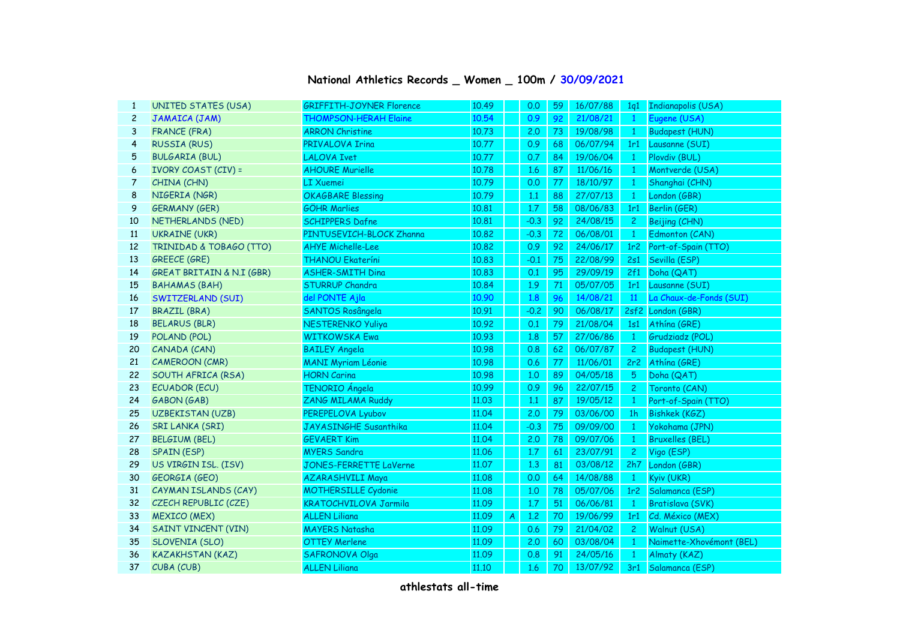## National Athletics Records _ Women _ 100m / 30/09/2021

| | | | | | | | | | |
|---|---|---|---|---|---|---|---|---|---|
| 1 | UNITED STATES (USA) | GRIFFITH-JOYNER Florence | 10.49 | | 0.0 | 59 | 16/07/88 | 1q1 | Indianapolis (USA) |
| 2 | JAMAICA (JAM) | THOMPSON-HERAH Elaine | 10.54 | | 0.9 | 92 | 21/08/21 | 1 | Eugene (USA) |
| 3 | FRANCE (FRA) | ARRON Christine | 10.73 | | 2.0 | 73 | 19/08/98 | 1 | Budapest (HUN) |
| 4 | RUSSIA (RUS) | PRIVALOVA Irina | 10.77 | | 0.9 | 68 | 06/07/94 | 1r1 | Lausanne (SUI) |
| 5 | BULGARIA (BUL) | LALOVA Ivet | 10.77 | | 0.7 | 84 | 19/06/04 | 1 | Plovdiv (BUL) |
| 6 | IVORY COAST (CIV) = | AHOURE Murielle | 10.78 | | 1.6 | 87 | 11/06/16 | 1 | Montverde (USA) |
| 7 | CHINA (CHN) | LI Xuemei | 10.79 | | 0.0 | 77 | 18/10/97 | 1 | Shanghai (CHN) |
| 8 | NIGERIA (NGR) | OKAGBARE Blessing | 10.79 | | 1.1 | 88 | 27/07/13 | 1 | London (GBR) |
| 9 | GERMANY (GER) | GÖHR Marlies | 10.81 | | 1.7 | 58 | 08/06/83 | 1r1 | Berlin (GER) |
| 10 | NETHERLANDS (NED) | SCHIPPERS Dafne | 10.81 | | -0.3 | 92 | 24/08/15 | 2 | Beijing (CHN) |
| 11 | UKRAINE (UKR) | PINTUSEVICH-BLOCK Zhanna | 10.82 | | -0.3 | 72 | 06/08/01 | 1 | Edmonton (CAN) |
| 12 | TRINIDAD & TOBAGO (TTO) | AHYE Michelle-Lee | 10.82 | | 0.9 | 92 | 24/06/17 | 1r2 | Port-of-Spain (TTO) |
| 13 | GREECE (GRE) | THANOU Ekateríni | 10.83 | | -0.1 | 75 | 22/08/99 | 2s1 | Sevilla (ESP) |
| 14 | GREAT BRITAIN & N.I (GBR) | ASHER-SMITH Dina | 10.83 | | 0.1 | 95 | 29/09/19 | 2f1 | Doha (QAT) |
| 15 | BAHAMAS (BAH) | STURRUP Chandra | 10.84 | | 1.9 | 71 | 05/07/05 | 1r1 | Lausanne (SUI) |
| 16 | SWITZERLAND (SUI) | del PONTE Ajla | 10.90 | | 1.8 | 96 | 14/08/21 | 11 | La Chaux-de-Fonds (SUI) |
| 17 | BRAZIL (BRA) | SANTOS Rosângela | 10.91 | | -0.2 | 90 | 06/08/17 | 2sf2 | London (GBR) |
| 18 | BELARUS (BLR) | NESTERENKO Yuliya | 10.92 | | 0.1 | 79 | 21/08/04 | 1s1 | Athína (GRE) |
| 19 | POLAND (POL) | WITKOWSKA Ewa | 10.93 | | 1.8 | 57 | 27/06/86 | 1 | Grudziadz (POL) |
| 20 | CANADA (CAN) | BAILEY Angela | 10.98 | | 0.8 | 62 | 06/07/87 | 2 | Budapest (HUN) |
| 21 | CAMEROON (CMR) | MANI Myriam Léonie | 10.98 | | 0.6 | 77 | 11/06/01 | 2r2 | Athína (GRE) |
| 22 | SOUTH AFRICA (RSA) | HORN Carina | 10.98 | | 1.0 | 89 | 04/05/18 | 5 | Doha (QAT) |
| 23 | ECUADOR (ECU) | TENORIO Ángela | 10.99 | | 0.9 | 96 | 22/07/15 | 2 | Toronto (CAN) |
| 24 | GABON (GAB) | ZANG MILAMA Ruddy | 11.03 | | 1.1 | 87 | 19/05/12 | 1 | Port-of-Spain (TTO) |
| 25 | UZBEKISTAN (UZB) | PEREPELOVA Lyubov | 11.04 | | 2.0 | 79 | 03/06/00 | 1h | Bishkek (KGZ) |
| 26 | SRI LANKA (SRI) | JAYASINGHE Susanthika | 11.04 | | -0.3 | 75 | 09/09/00 | 1 | Yokohama (JPN) |
| 27 | BELGIUM (BEL) | GEVAERT Kim | 11.04 | | 2.0 | 78 | 09/07/06 | 1 | Bruxelles (BEL) |
| 28 | SPAIN (ESP) | MYERS Sandra | 11.06 | | 1.7 | 61 | 23/07/91 | 2 | Vigo (ESP) |
| 29 | US VIRGIN ISL. (ISV) | JONES-FERRETTE LaVerne | 11.07 | | 1.3 | 81 | 03/08/12 | 2h7 | London (GBR) |
| 30 | GEORGIA (GEO) | AZARASHVILI Maya | 11.08 | | 0.0 | 64 | 14/08/88 | 1 | Kyiv (UKR) |
| 31 | CAYMAN ISLANDS (CAY) | MOTHERSILLE Cydonie | 11.08 | | 1.0 | 78 | 05/07/06 | 1r2 | Salamanca (ESP) |
| 32 | CZECH REPUBLIC (CZE) | KRATOCHVILOVA Jarmila | 11.09 | | 1.7 | 51 | 06/06/81 | 1 | Bratislava (SVK) |
| 33 | MEXICO (MEX) | ALLEN Liliana | 11.09 | A | 1.2 | 70 | 19/06/99 | 1r1 | Cd. México (MEX) |
| 34 | SAINT VINCENT (VIN) | MAYERS Natasha | 11.09 | | 0.6 | 79 | 21/04/02 | 2 | Walnut (USA) |
| 35 | SLOVENIA (SLO) | OTTEY Merlene | 11.09 | | 2.0 | 60 | 03/08/04 | 1 | Naimette-Xhovémont (BEL) |
| 36 | KAZAKHSTAN (KAZ) | SAFRONOVA Olga | 11.09 | | 0.8 | 91 | 24/05/16 | 1 | Almaty (KAZ) |
| 37 | CUBA (CUB) | ALLEN Liliana | 11.10 | | 1.6 | 70 | 13/07/92 | 3r1 | Salamanca (ESP) |

**athlestats all-time**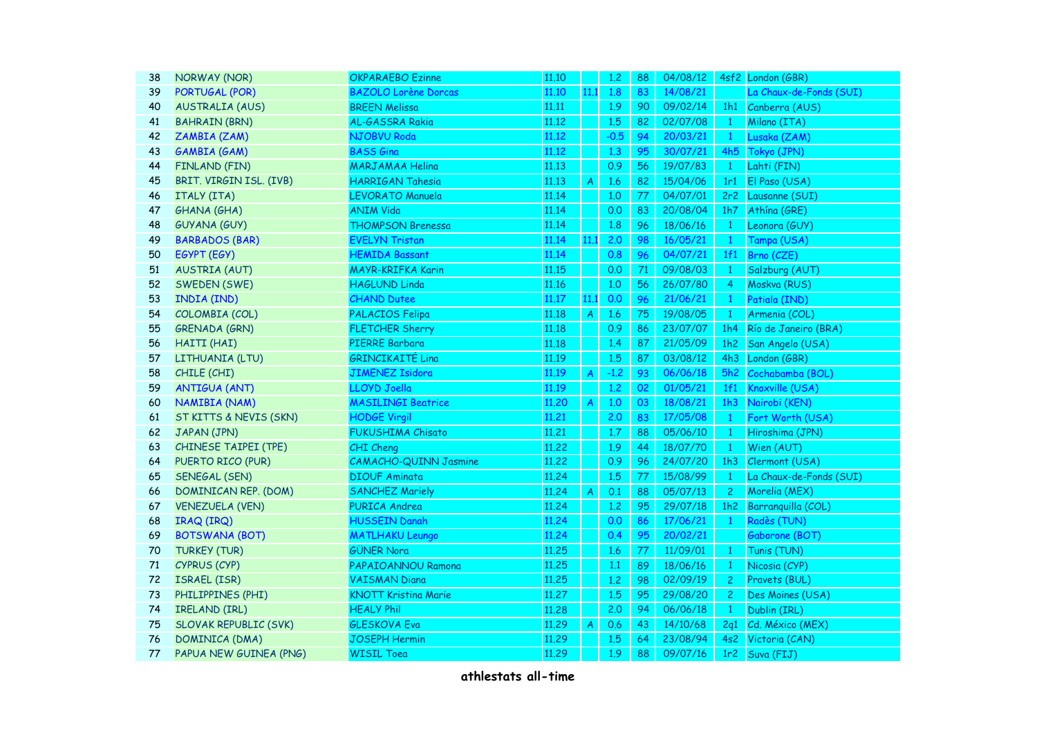| | | | | | | | | | | |
|---|---|---|---|---|---|---|---|---|---|---|
| 38 | NORWAY (NOR) | OKPARAEBO Ezinne | 11.10 | | 1.2 | 88 | 04/08/12 | 4sf2 | London (GBR) |
| 39 | PORTUGAL (POR) | BAZOLO Lorène Dorcas | 11.10 | 11.1 | 1.8 | 83 | 14/08/21 | | La Chaux-de-Fonds (SUI) |
| 40 | AUSTRALIA (AUS) | BREEN Melissa | 11.11 | | 1.9 | 90 | 09/02/14 | 1h1 | Canberra (AUS) |
| 41 | BAHRAIN (BRN) | AL-GASSRA Rakia | 11.12 | | 1.5 | 82 | 02/07/08 | 1 | Milano (ITA) |
| 42 | ZAMBIA (ZAM) | NJOBVU Roda | 11.12 | | -0.5 | 94 | 20/03/21 | 1 | Lusaka (ZAM) |
| 43 | GAMBIA (GAM) | BASS Gina | 11.12 | | 1.3 | 95 | 30/07/21 | 4h5 | Tokyo (JPN) |
| 44 | FINLAND (FIN) | MARJAMAA Helina | 11.13 | | 0.9 | 56 | 19/07/83 | 1 | Lahti (FIN) |
| 45 | BRIT. VIRGIN ISL. (IVB) | HARRIGAN Tahesia | 11.13 | A | 1.6 | 82 | 15/04/06 | 1r1 | El Paso (USA) |
| 46 | ITALY (ITA) | LEVORATO Manuela | 11.14 | | 1.0 | 77 | 04/07/01 | 2r2 | Lausanne (SUI) |
| 47 | GHANA (GHA) | ANIM Vida | 11.14 | | 0.0 | 83 | 20/08/04 | 1h7 | Athína (GRE) |
| 48 | GUYANA (GUY) | THOMPSON Brenessa | 11.14 | | 1.8 | 96 | 18/06/16 | 1 | Leonora (GUY) |
| 49 | BARBADOS (BAR) | EVELYN Tristan | 11.14 | 11.1 | 2.0 | 98 | 16/05/21 | 1 | Tampa (USA) |
| 50 | EGYPT (EGY) | HEMIDA Bassant | 11.14 | | 0.8 | 96 | 04/07/21 | 1f1 | Brno (CZE) |
| 51 | AUSTRIA (AUT) | MAYR-KRIFKA Karin | 11.15 | | 0.0 | 71 | 09/08/03 | 1 | Salzburg (AUT) |
| 52 | SWEDEN (SWE) | HAGLUND Linda | 11.16 | | 1.0 | 56 | 26/07/80 | 4 | Moskva (RUS) |
| 53 | INDIA (IND) | CHAND Dutee | 11.17 | 11.1 | 0.0 | 96 | 21/06/21 | 1 | Patiala (IND) |
| 54 | COLOMBIA (COL) | PALACIOS Felipa | 11.18 | A | 1.6 | 75 | 19/08/05 | 1 | Armenia (COL) |
| 55 | GRENADA (GRN) | FLETCHER Sherry | 11.18 | | 0.9 | 86 | 23/07/07 | 1h4 | Río de Janeiro (BRA) |
| 56 | HAITI (HAI) | PIERRE Barbara | 11.18 | | 1.4 | 87 | 21/05/09 | 1h2 | San Angelo (USA) |
| 57 | LITHUANIA (LTU) | GRINCIKAITĖ Lina | 11.19 | | 1.5 | 87 | 03/08/12 | 4h3 | London (GBR) |
| 58 | CHILE (CHI) | JIMENEZ Isidora | 11.19 | A | -1.2 | 93 | 06/06/18 | 5h2 | Cochabamba (BOL) |
| 59 | ANTIGUA (ANT) | LLOYD Joella | 11.19 | | 1.2 | 02 | 01/05/21 | 1f1 | Knoxville (USA) |
| 60 | NAMIBIA (NAM) | MASILINGI Beatrice | 11.20 | A | 1.0 | 03 | 18/08/21 | 1h3 | Nairobi (KEN) |
| 61 | ST KITTS & NEVIS (SKN) | HODGE Virgil | 11.21 | | 2.0 | 83 | 17/05/08 | 1 | Fort Worth (USA) |
| 62 | JAPAN (JPN) | FUKUSHIMA Chisato | 11.21 | | 1.7 | 88 | 05/06/10 | 1 | Hiroshima (JPN) |
| 63 | CHINESE TAIPEI (TPE) | CHI Cheng | 11.22 | | 1.9 | 44 | 18/07/70 | 1 | Wien (AUT) |
| 64 | PUERTO RICO (PUR) | CAMACHO-QUINN Jasmine | 11.22 | | 0.9 | 96 | 24/07/20 | 1h3 | Clermont (USA) |
| 65 | SENEGAL (SEN) | DIOUF Aminata | 11.24 | | 1.5 | 77 | 15/08/99 | 1 | La Chaux-de-Fonds (SUI) |
| 66 | DOMINICAN REP. (DOM) | SANCHEZ Mariely | 11.24 | A | 0.1 | 88 | 05/07/13 | 2 | Morelia (MEX) |
| 67 | VENEZUELA (VEN) | PURICA Andrea | 11.24 | | 1.2 | 95 | 29/07/18 | 1h2 | Barranquilla (COL) |
| 68 | IRAQ (IRQ) | HUSSEIN Danah | 11.24 | | 0.0 | 86 | 17/06/21 | 1 | Radès (TUN) |
| 69 | BOTSWANA (BOT) | MATLHAKU Leungo | 11.24 | | 0.4 | 95 | 20/02/21 | | Gaborone (BOT) |
| 70 | TURKEY (TUR) | GÜNER Nora | 11.25 | | 1.6 | 77 | 11/09/01 | 1 | Tunis (TUN) |
| 71 | CYPRUS (CYP) | PAPAIOANNOU Ramona | 11.25 | | 1.1 | 89 | 18/06/16 | 1 | Nicosia (CYP) |
| 72 | ISRAEL (ISR) | VAISMAN Diana | 11.25 | | 1.2 | 98 | 02/09/19 | 2 | Pravets (BUL) |
| 73 | PHILIPPINES (PHI) | KNOTT Kristina Marie | 11.27 | | 1.5 | 95 | 29/08/20 | 2 | Des Moines (USA) |
| 74 | IRELAND (IRL) | HEALY Phil | 11.28 | | 2.0 | 94 | 06/06/18 | 1 | Dublin (IRL) |
| 75 | SLOVAK REPUBLIC (SVK) | GLESKOVA Eva | 11.29 | A | 0.6 | 43 | 14/10/68 | 2q1 | Cd. México (MEX) |
| 76 | DOMINICA (DMA) | JOSEPH Hermin | 11.29 | | 1.5 | 64 | 23/08/94 | 4s2 | Victoria (CAN) |
| 77 | PAPUA NEW GUINEA (PNG) | WISIL Toea | 11.29 | | 1.9 | 88 | 09/07/16 | 1r2 | Suva (FIJ) |

**athlestats all-time**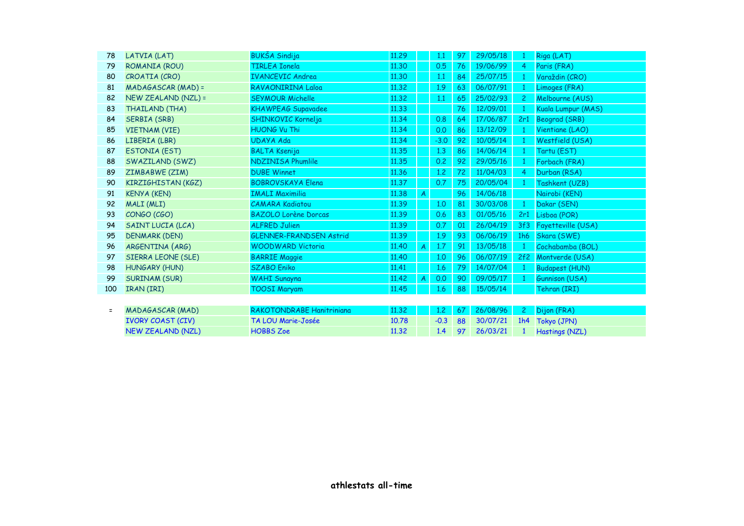| | | | | | | | | | |
|---|---|---|---|---|---|---|---|---|---|
| 78 | LATVIA (LAT) | BUKŠA Sindija | 11.29 | | 1.1 | 97 | 29/05/18 | 1 | Riga (LAT) |
| 79 | ROMANIA (ROU) | TIRLEA Ionela | 11.30 | | 0.5 | 76 | 19/06/99 | 4 | Paris (FRA) |
| 80 | CROATIA (CRO) | IVANCEVIC Andrea | 11.30 | | 1.1 | 84 | 25/07/15 | 1 | Varaždin (CRO) |
| 81 | MADAGASCAR (MAD) = | RAVAONIRINA Laloa | 11.32 | | 1.9 | 63 | 06/07/91 | 1 | Limoges (FRA) |
| 82 | NEW ZEALAND (NZL) = | SEYMOUR Michelle | 11.32 | | 1.1 | 65 | 25/02/93 | 2 | Melbourne (AUS) |
| 83 | THAILAND (THA) | KHAWPEAG Supavadee | 11.33 | | | 76 | 12/09/01 | 1 | Kuala Lumpur (MAS) |
| 84 | SERBIA (SRB) | SHINKOVIC Kornelja | 11.34 | | 0.8 | 64 | 17/06/87 | 2r1 | Beograd (SRB) |
| 85 | VIETNAM (VIE) | HUONG Vu Thi | 11.34 | | 0.0 | 86 | 13/12/09 | 1 | Vientiane (LAO) |
| 86 | LIBERIA (LBR) | UDAYA Ada | 11.34 | | -3.0 | 92 | 10/05/14 | 1 | Westfield (USA) |
| 87 | ESTONIA (EST) | BALTA Ksenija | 11.35 | | 1.3 | 86 | 14/06/14 | 1 | Tartu (EST) |
| 88 | SWAZILAND (SWZ) | NDZINISA Phumlile | 11.35 | | 0.2 | 92 | 29/05/16 | 1 | Forbach (FRA) |
| 89 | ZIMBABWE (ZIM) | DUBE Winnet | 11.36 | | 1.2 | 72 | 11/04/03 | 4 | Durban (RSA) |
| 90 | KIRZIGHISTAN (KGZ) | BOBROVSKAYA Elena | 11.37 | | 0.7 | 75 | 20/05/04 | 1 | Tashkent (UZB) |
| 91 | KENYA (KEN) | IMALI Maximilia | 11.38 | A | | 96 | 14/06/18 | | Nairobi (KEN) |
| 92 | MALI (MLI) | CAMARA Kadiatou | 11.39 | | 1.0 | 81 | 30/03/08 | 1 | Dakar (SEN) |
| 93 | CONGO (CGO) | BAZOLO Lorène Dorcas | 11.39 | | 0.6 | 83 | 01/05/16 | 2r1 | Lisboa (POR) |
| 94 | SAINT LUCIA (LCA) | ALFRED Julien | 11.39 | | 0.7 | 01 | 26/04/19 | 3f3 | Fayetteville (USA) |
| 95 | DENMARK (DEN) | GLENNER-FRANDSEN Astrid | 11.39 | | 1.9 | 93 | 06/06/19 | 1h6 | Skara (SWE) |
| 96 | ARGENTINA (ARG) | WOODWARD Victoria | 11.40 | A | 1.7 | 91 | 13/05/18 | 1 | Cochabamba (BOL) |
| 97 | SIERRA LEONE (SLE) | BARRIE Maggie | 11.40 | | 1.0 | 96 | 06/07/19 | 2f2 | Montverde (USA) |
| 98 | HUNGARY (HUN) | SZABO Eniko | 11.41 | | 1.6 | 79 | 14/07/04 | 1 | Budapest (HUN) |
| 99 | SURINAM (SUR) | WAHI Sunayna | 11.42 | A | 0.0 | 90 | 09/05/17 | 1 | Gunnison (USA) |
| 100 | IRAN (IRI) | TOOSI Maryam | 11.45 | | 1.6 | 88 | 15/05/14 | | Tehran (IRI) |

| | | | | | | | | | |
|---|---|---|---|---|---|---|---|---|---|
| = | MADAGASCAR (MAD) | RAKOTONDRABE Hanitriniana | 11.32 | | 1.2 | 67 | 26/08/96 | 2 | Dijon (FRA) |
| | IVORY COAST (CIV) | TA LOU Marie-Josée | 10.78 | | -0.3 | 88 | 30/07/21 | 1h4 | Tokyo (JPN) |
| | NEW ZEALAND (NZL) | HOBBS Zoe | 11.32 | | 1.4 | 97 | 26/03/21 | 1 | Hastings (NZL) |

**athlestats all-time**